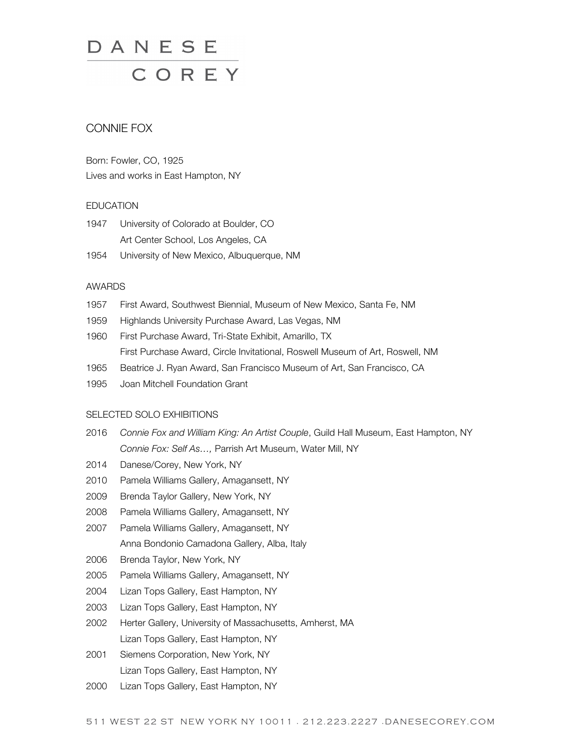# DANESE COREY

## CONNIE FOX

Born: Fowler, CO, 1925

Lives and works in East Hampton, NY

### EDUCATION

1947 University of Colorado at Boulder, CO

Art Center School, Los Angeles, CA

1954 University of New Mexico, Albuquerque, NM

### AWARDS

1957 First Award, Southwest Biennial, Museum of New Mexico, Santa Fe, NM

1959 Highlands University Purchase Award, Las Vegas, NM

1960 First Purchase Award, Tri-State Exhibit, Amarillo, TX

First Purchase Award, Circle Invitational, Roswell Museum of Art, Roswell, NM

1965 Beatrice J. Ryan Award, San Francisco Museum of Art, San Francisco, CA

1995 Joan Mitchell Foundation Grant

### SELECTED SOLO EXHIBITIONS

2016 *Connie Fox and William King: An Artist Couple*, Guild Hall Museum, East Hampton, NY

*Connie Fox: Self As…,* Parrish Art Museum, Water Mill, NY

2014 Danese/Corey, New York, NY

2010 Pamela Williams Gallery, Amagansett, NY

2009 Brenda Taylor Gallery, New York, NY

2008 Pamela Williams Gallery, Amagansett, NY

2007 Pamela Williams Gallery, Amagansett, NY

Anna Bondonio Camadona Gallery, Alba, Italy

2006 Brenda Taylor, New York, NY

2005 Pamela Williams Gallery, Amagansett, NY

2004 Lizan Tops Gallery, East Hampton, NY

2003 Lizan Tops Gallery, East Hampton, NY

2002 Herter Gallery, University of Massachusetts, Amherst, MA

Lizan Tops Gallery, East Hampton, NY

2001 Siemens Corporation, New York, NY

Lizan Tops Gallery, East Hampton, NY

2000 Lizan Tops Gallery, East Hampton, NY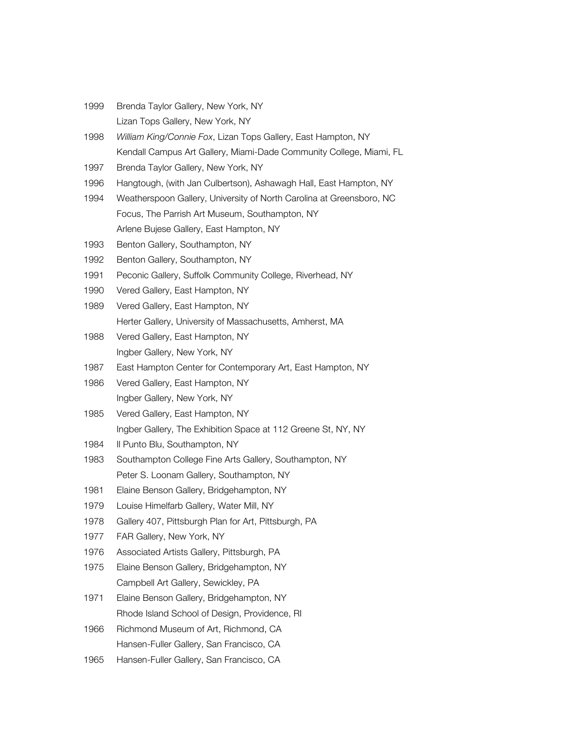1999 Brenda Taylor Gallery, New York, NY
Lizan Tops Gallery, New York, NY

1998 *William King/Connie Fox*, Lizan Tops Gallery, East Hampton, NY
Kendall Campus Art Gallery, Miami-Dade Community College, Miami, FL

1997 Brenda Taylor Gallery, New York, NY

1996 Hangtough, (with Jan Culbertson), Ashawagh Hall, East Hampton, NY

1994 Weatherspoon Gallery, University of North Carolina at Greensboro, NC
Focus, The Parrish Art Museum, Southampton, NY
Arlene Bujese Gallery, East Hampton, NY

1993 Benton Gallery, Southampton, NY

1992 Benton Gallery, Southampton, NY

1991 Peconic Gallery, Suffolk Community College, Riverhead, NY

1990 Vered Gallery, East Hampton, NY

1989 Vered Gallery, East Hampton, NY
Herter Gallery, University of Massachusetts, Amherst, MA

1988 Vered Gallery, East Hampton, NY
Ingber Gallery, New York, NY

1987 East Hampton Center for Contemporary Art, East Hampton, NY

1986 Vered Gallery, East Hampton, NY
Ingber Gallery, New York, NY

1985 Vered Gallery, East Hampton, NY
Ingber Gallery, The Exhibition Space at 112 Greene St, NY, NY

1984 Il Punto Blu, Southampton, NY

1983 Southampton College Fine Arts Gallery, Southampton, NY
Peter S. Loonam Gallery, Southampton, NY

1981 Elaine Benson Gallery, Bridgehampton, NY

1979 Louise Himelfarb Gallery, Water Mill, NY

1978 Gallery 407, Pittsburgh Plan for Art, Pittsburgh, PA

1977 FAR Gallery, New York, NY

1976 Associated Artists Gallery, Pittsburgh, PA

1975 Elaine Benson Gallery, Bridgehampton, NY
Campbell Art Gallery, Sewickley, PA

1971 Elaine Benson Gallery, Bridgehampton, NY
Rhode Island School of Design, Providence, RI

1966 Richmond Museum of Art, Richmond, CA
Hansen-Fuller Gallery, San Francisco, CA

1965 Hansen-Fuller Gallery, San Francisco, CA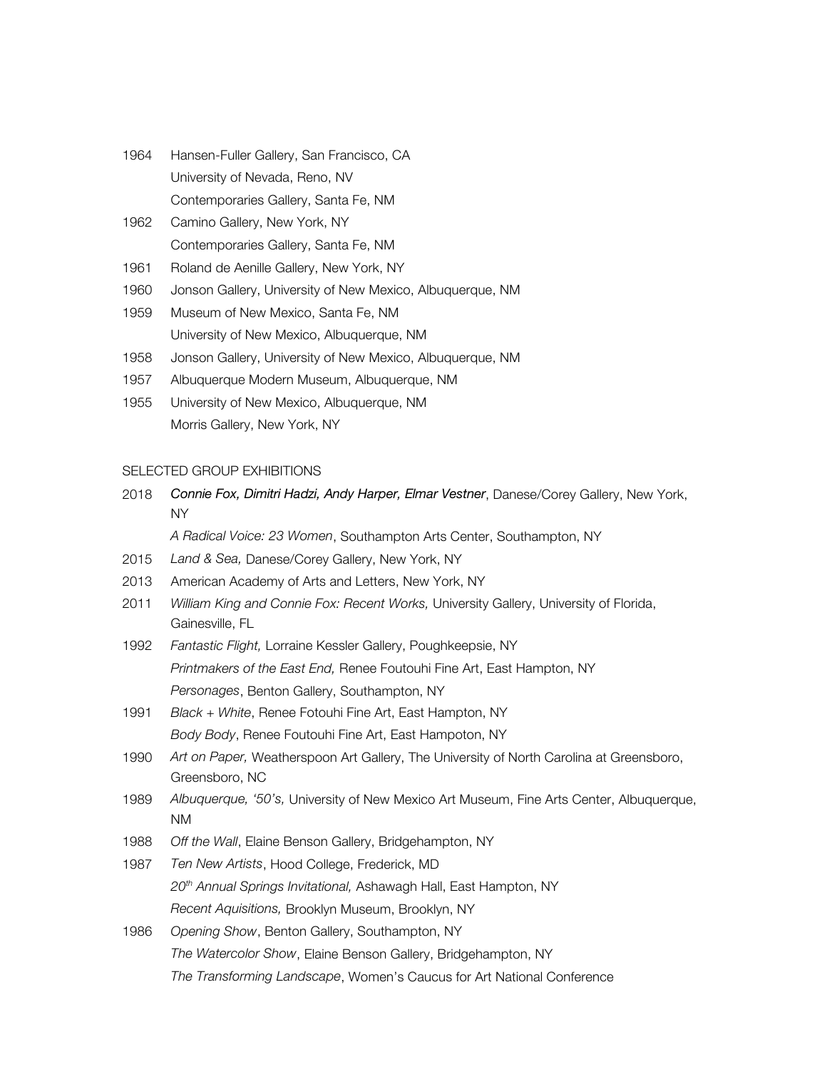1964 Hansen-Fuller Gallery, San Francisco, CA
University of Nevada, Reno, NV
Contemporaries Gallery, Santa Fe, NM

1962 Camino Gallery, New York, NY
Contemporaries Gallery, Santa Fe, NM

1961 Roland de Aenille Gallery, New York, NY

1960 Jonson Gallery, University of New Mexico, Albuquerque, NM

1959 Museum of New Mexico, Santa Fe, NM
University of New Mexico, Albuquerque, NM

1958 Jonson Gallery, University of New Mexico, Albuquerque, NM

1957 Albuquerque Modern Museum, Albuquerque, NM

1955 University of New Mexico, Albuquerque, NM
Morris Gallery, New York, NY

SELECTED GROUP EXHIBITIONS

2018 ***Connie Fox, Dimitri Hadzi, Andy Harper, Elmar Vestner***, Danese/Corey Gallery, New York, NY
*A Radical Voice: 23 Women*, Southampton Arts Center, Southampton, NY

2015 *Land & Sea,* Danese/Corey Gallery, New York, NY

2013 American Academy of Arts and Letters, New York, NY

2011 *William King and Connie Fox: Recent Works,* University Gallery, University of Florida, Gainesville, FL

1992 *Fantastic Flight,* Lorraine Kessler Gallery, Poughkeepsie, NY
*Printmakers of the East End,* Renee Foutouhi Fine Art, East Hampton, NY
*Personages*, Benton Gallery, Southampton, NY

1991 *Black + White*, Renee Fotouhi Fine Art, East Hampton, NY
*Body Body*, Renee Foutouhi Fine Art, East Hampoton, NY

1990 *Art on Paper,* Weatherspoon Art Gallery, The University of North Carolina at Greensboro, Greensboro, NC

1989 *Albuquerque, '50's,* University of New Mexico Art Museum, Fine Arts Center, Albuquerque, NM

1988 *Off the Wall*, Elaine Benson Gallery, Bridgehampton, NY

1987 *Ten New Artists*, Hood College, Frederick, MD
*20th Annual Springs Invitational,* Ashawagh Hall, East Hampton, NY
*Recent Aquisitions,* Brooklyn Museum, Brooklyn, NY

1986 *Opening Show*, Benton Gallery, Southampton, NY
*The Watercolor Show*, Elaine Benson Gallery, Bridgehampton, NY
*The Transforming Landscape*, Women's Caucus for Art National Conference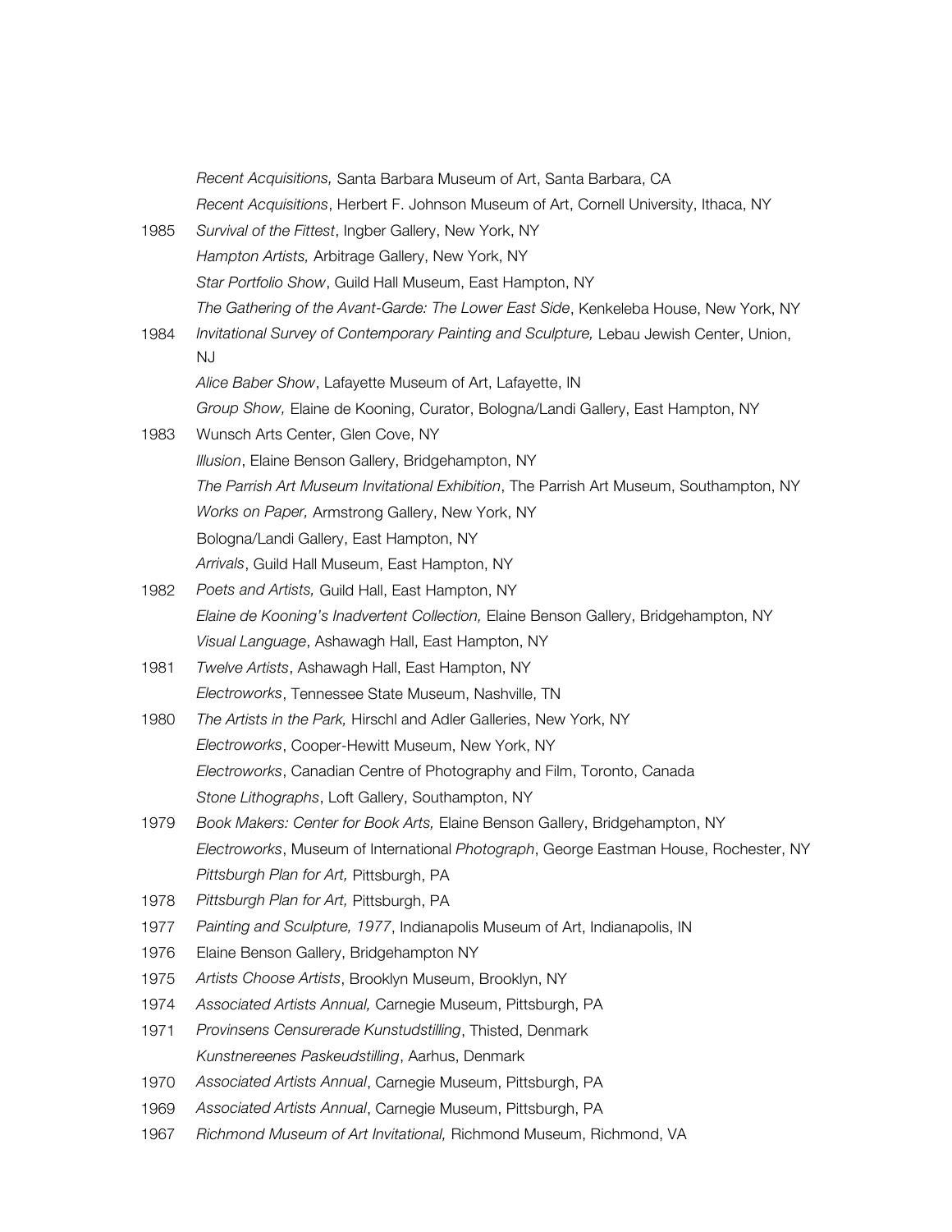*Recent Acquisitions,* Santa Barbara Museum of Art, Santa Barbara, CA
*Recent Acquisitions*, Herbert F. Johnson Museum of Art, Cornell University, Ithaca, NY

1985 *Survival of the Fittest*, Ingber Gallery, New York, NY
*Hampton Artists,* Arbitrage Gallery, New York, NY
*Star Portfolio Show*, Guild Hall Museum, East Hampton, NY
*The Gathering of the Avant-Garde: The Lower East Side*, Kenkeleba House, New York, NY

1984 *Invitational Survey of Contemporary Painting and Sculpture,* Lebau Jewish Center, Union, NJ
*Alice Baber Show*, Lafayette Museum of Art, Lafayette, IN
*Group Show,* Elaine de Kooning, Curator, Bologna/Landi Gallery, East Hampton, NY

1983 Wunsch Arts Center, Glen Cove, NY
*Illusion*, Elaine Benson Gallery, Bridgehampton, NY
*The Parrish Art Museum Invitational Exhibition*, The Parrish Art Museum, Southampton, NY
*Works on Paper,* Armstrong Gallery, New York, NY
Bologna/Landi Gallery, East Hampton, NY
*Arrivals*, Guild Hall Museum, East Hampton, NY

1982 *Poets and Artists,* Guild Hall, East Hampton, NY
*Elaine de Kooning's Inadvertent Collection,* Elaine Benson Gallery, Bridgehampton, NY
*Visual Language*, Ashawagh Hall, East Hampton, NY

1981 *Twelve Artists*, Ashawagh Hall, East Hampton, NY
*Electroworks*, Tennessee State Museum, Nashville, TN

1980 *The Artists in the Park,* Hirschl and Adler Galleries, New York, NY
*Electroworks*, Cooper-Hewitt Museum, New York, NY
*Electroworks*, Canadian Centre of Photography and Film, Toronto, Canada
*Stone Lithographs*, Loft Gallery, Southampton, NY

1979 *Book Makers: Center for Book Arts,* Elaine Benson Gallery, Bridgehampton, NY
*Electroworks*, Museum of International *Photograph*, George Eastman House, Rochester, NY
*Pittsburgh Plan for Art,* Pittsburgh, PA

1978 *Pittsburgh Plan for Art,* Pittsburgh, PA

1977 *Painting and Sculpture, 1977*, Indianapolis Museum of Art, Indianapolis, IN

1976 Elaine Benson Gallery, Bridgehampton NY

1975 *Artists Choose Artists*, Brooklyn Museum, Brooklyn, NY

1974 *Associated Artists Annual,* Carnegie Museum, Pittsburgh, PA

1971 *Provinsens Censurerade Kunstudstilling*, Thisted, Denmark
*Kunstnereenes Paskeudstilling*, Aarhus, Denmark

1970 *Associated Artists Annual*, Carnegie Museum, Pittsburgh, PA

1969 *Associated Artists Annual*, Carnegie Museum, Pittsburgh, PA

1967 *Richmond Museum of Art Invitational,* Richmond Museum, Richmond, VA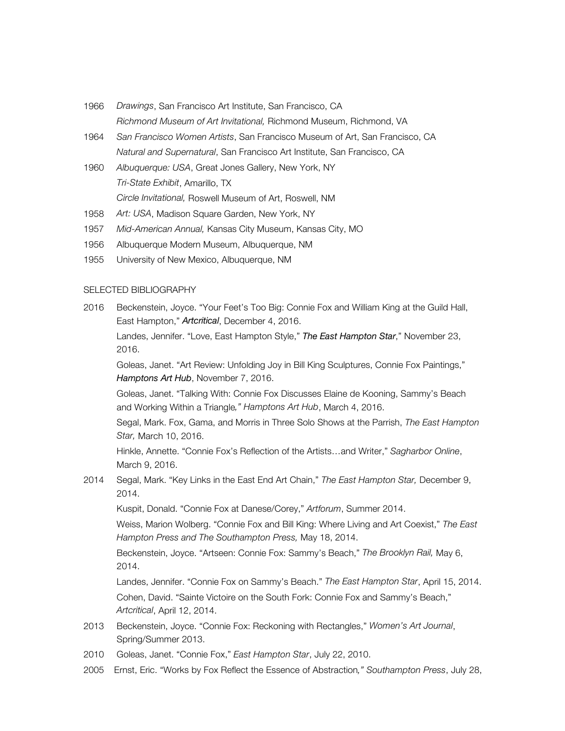1966 *Drawings*, San Francisco Art Institute, San Francisco, CA
*Richmond Museum of Art Invitational,* Richmond Museum, Richmond, VA

1964 *San Francisco Women Artists*, San Francisco Museum of Art, San Francisco, CA
*Natural and Supernatural*, San Francisco Art Institute, San Francisco, CA

1960 *Albuquerque: USA*, Great Jones Gallery, New York, NY
*Tri-State Exhibit*, Amarillo, TX
*Circle Invitational,* Roswell Museum of Art, Roswell, NM

1958 *Art: USA*, Madison Square Garden, New York, NY

1957 *Mid-American Annual,* Kansas City Museum, Kansas City, MO

1956 Albuquerque Modern Museum, Albuquerque, NM

1955 University of New Mexico, Albuquerque, NM

SELECTED BIBLIOGRAPHY

2016 Beckenstein, Joyce. "Your Feet's Too Big: Connie Fox and William King at the Guild Hall, East Hampton," ***Artcritical***, December 4, 2016.
Landes, Jennifer. "Love, East Hampton Style," ***The East Hampton Star***," November 23, 2016.
Goleas, Janet. "Art Review: Unfolding Joy in Bill King Sculptures, Connie Fox Paintings," ***Hamptons Art Hub***, November 7, 2016.
Goleas, Janet. "Talking With: Connie Fox Discusses Elaine de Kooning, Sammy's Beach and Working Within a Triangle*," Hamptons Art Hub*, March 4, 2016.
Segal, Mark. Fox, Gama, and Morris in Three Solo Shows at the Parrish, *The East Hampton Star,* March 10, 2016.
Hinkle, Annette. "Connie Fox's Reflection of the Artists…and Writer," *Sagharbor Online*, March 9, 2016.

2014 Segal, Mark. "Key Links in the East End Art Chain," *The East Hampton Star,* December 9, 2014.
Kuspit, Donald. "Connie Fox at Danese/Corey," *Artforum*, Summer 2014.
Weiss, Marion Wolberg. "Connie Fox and Bill King: Where Living and Art Coexist," *The East Hampton Press and The Southampton Press,* May 18, 2014.
Beckenstein, Joyce. "Artseen: Connie Fox: Sammy's Beach," *The Brooklyn Rail,* May 6, 2014.
Landes, Jennifer. "Connie Fox on Sammy's Beach." *The East Hampton Star*, April 15, 2014.
Cohen, David. "Sainte Victoire on the South Fork: Connie Fox and Sammy's Beach," *Artcritical*, April 12, 2014.

2013 Beckenstein, Joyce. "Connie Fox: Reckoning with Rectangles," *Women's Art Journal*, Spring/Summer 2013.

2010 Goleas, Janet. "Connie Fox," *East Hampton Star*, July 22, 2010.

2005 Ernst, Eric. "Works by Fox Reflect the Essence of Abstraction*," Southampton Press*, July 28,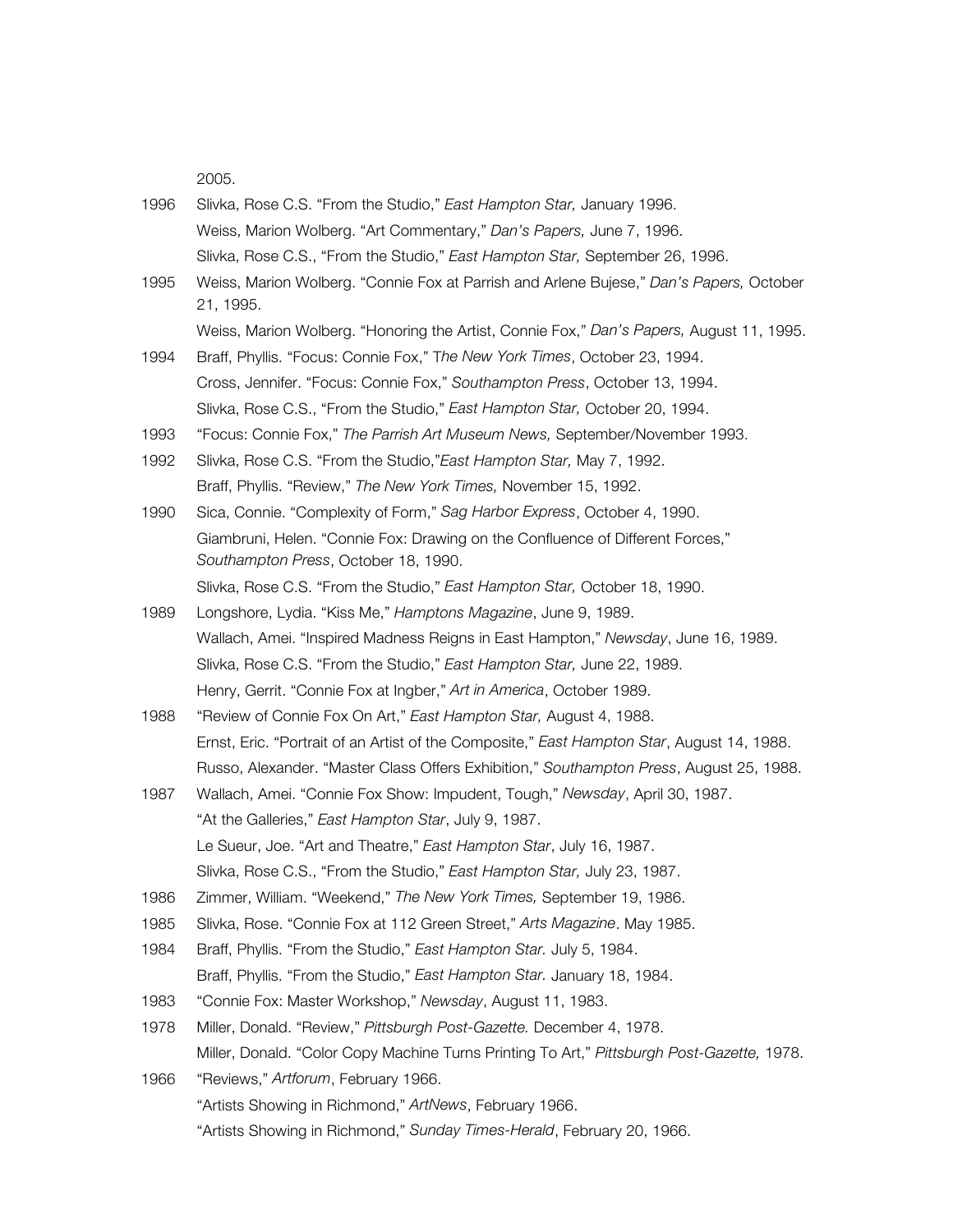2005.

1996 Slivka, Rose C.S. "From the Studio," *East Hampton Star,* January 1996.

Weiss, Marion Wolberg. "Art Commentary," *Dan's Papers,* June 7, 1996.

Slivka, Rose C.S., "From the Studio," *East Hampton Star,* September 26, 1996.

1995 Weiss, Marion Wolberg. "Connie Fox at Parrish and Arlene Bujese," *Dan's Papers,* October 21, 1995.

Weiss, Marion Wolberg. "Honoring the Artist, Connie Fox," *Dan's Papers,* August 11, 1995.

1994 Braff, Phyllis. "Focus: Connie Fox," T*he New York Times*, October 23, 1994.

Cross, Jennifer. "Focus: Connie Fox," *Southampton Press*, October 13, 1994.

Slivka, Rose C.S., "From the Studio," *East Hampton Star,* October 20, 1994.

1993 "Focus: Connie Fox," *The Parrish Art Museum News,* September/November 1993.

1992 Slivka, Rose C.S. "From the Studio,"*East Hampton Star,* May 7, 1992.

Braff, Phyllis. "Review," *The New York Times,* November 15, 1992.

1990 Sica, Connie. "Complexity of Form," *Sag Harbor Express*, October 4, 1990.

Giambruni, Helen. "Connie Fox: Drawing on the Confluence of Different Forces," *Southampton Press*, October 18, 1990.

Slivka, Rose C.S. "From the Studio," *East Hampton Star,* October 18, 1990.

1989 Longshore, Lydia. "Kiss Me," *Hamptons Magazine*, June 9, 1989.

Wallach, Amei. "Inspired Madness Reigns in East Hampton," *Newsday*, June 16, 1989.

Slivka, Rose C.S. "From the Studio," *East Hampton Star,* June 22, 1989.

Henry, Gerrit. "Connie Fox at Ingber," *Art in America*, October 1989.

1988 "Review of Connie Fox On Art," *East Hampton Star,* August 4, 1988.

Ernst, Eric. "Portrait of an Artist of the Composite," *East Hampton Star*, August 14, 1988.

Russo, Alexander. "Master Class Offers Exhibition," *Southampton Press*, August 25, 1988.

1987 Wallach, Amei. "Connie Fox Show: Impudent, Tough," *Newsday*, April 30, 1987.

"At the Galleries," *East Hampton Star*, July 9, 1987.

Le Sueur, Joe. "Art and Theatre," *East Hampton Star*, July 16, 1987.

Slivka, Rose C.S., "From the Studio," *East Hampton Star,* July 23, 1987.

1986 Zimmer, William. "Weekend," *The New York Times,* September 19, 1986.

1985 Slivka, Rose. "Connie Fox at 112 Green Street," *Arts Magazine*. May 1985.

1984 Braff, Phyllis. "From the Studio," *East Hampton Star.* July 5, 1984.

Braff, Phyllis. "From the Studio," *East Hampton Star.* January 18, 1984.

1983 "Connie Fox: Master Workshop," *Newsday*, August 11, 1983.

1978 Miller, Donald. "Review," *Pittsburgh Post-Gazette.* December 4, 1978.

Miller, Donald. "Color Copy Machine Turns Printing To Art," *Pittsburgh Post-Gazette,* 1978.

1966 "Reviews," *Artforum*, February 1966.

"Artists Showing in Richmond," *ArtNews*, February 1966.

"Artists Showing in Richmond," *Sunday Times-Herald*, February 20, 1966.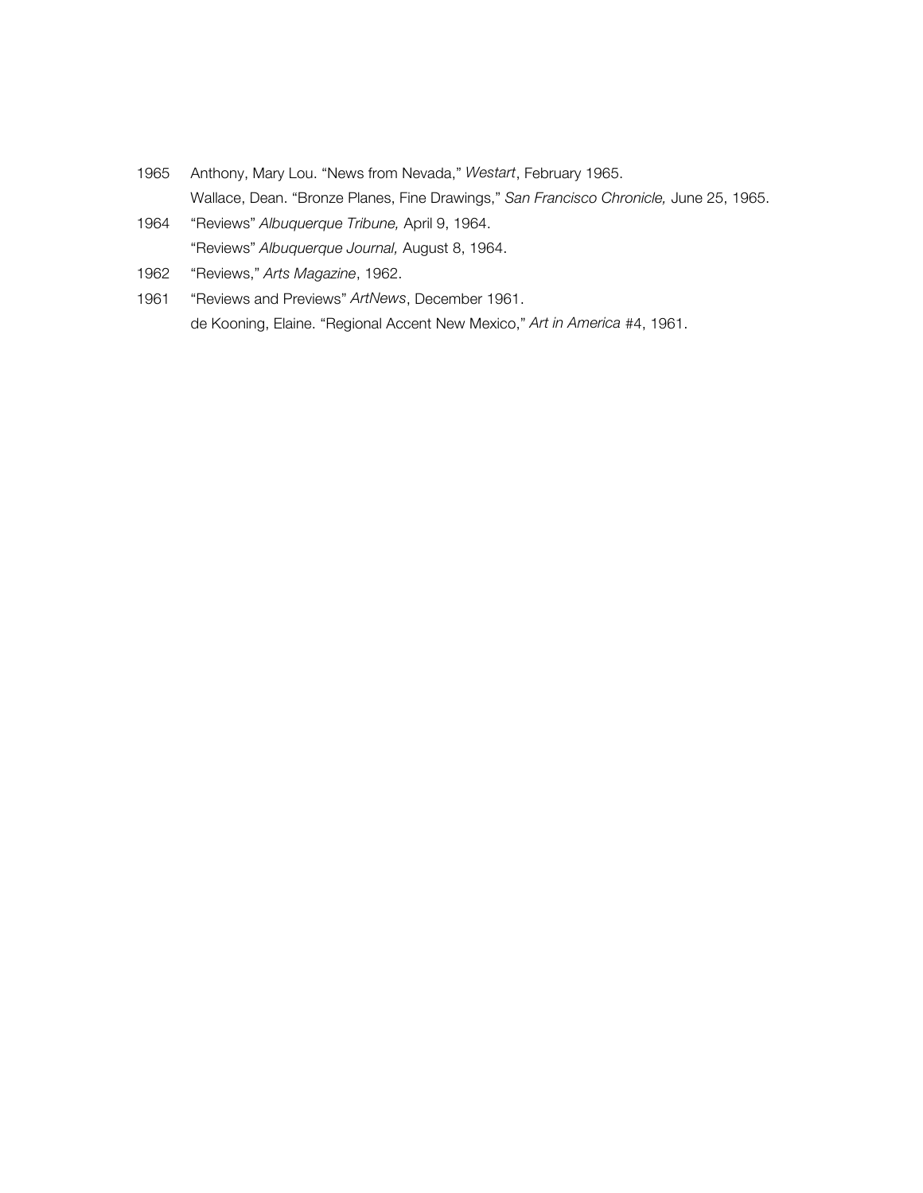1965 Anthony, Mary Lou. "News from Nevada," *Westart*, February 1965.
Wallace, Dean. "Bronze Planes, Fine Drawings," *San Francisco Chronicle,* June 25, 1965.

1964 "Reviews" *Albuquerque Tribune,* April 9, 1964.
"Reviews" *Albuquerque Journal,* August 8, 1964.

1962 "Reviews," *Arts Magazine*, 1962.

1961 "Reviews and Previews" *ArtNews*, December 1961.
de Kooning, Elaine. "Regional Accent New Mexico," *Art in America* #4, 1961.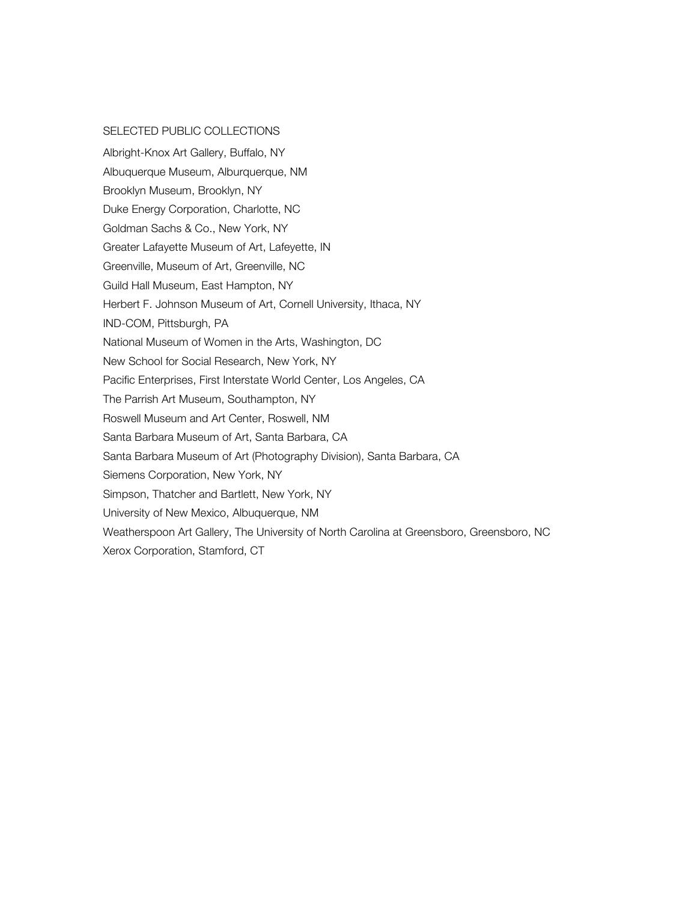## SELECTED PUBLIC COLLECTIONS

Albright-Knox Art Gallery, Buffalo, NY

Albuquerque Museum, Alburquerque, NM

Brooklyn Museum, Brooklyn, NY

Duke Energy Corporation, Charlotte, NC

Goldman Sachs & Co., New York, NY

Greater Lafayette Museum of Art, Lafeyette, IN

Greenville, Museum of Art, Greenville, NC

Guild Hall Museum, East Hampton, NY

Herbert F. Johnson Museum of Art, Cornell University, Ithaca, NY

IND-COM, Pittsburgh, PA

National Museum of Women in the Arts, Washington, DC

New School for Social Research, New York, NY

Pacific Enterprises, First Interstate World Center, Los Angeles, CA

The Parrish Art Museum, Southampton, NY

Roswell Museum and Art Center, Roswell, NM

Santa Barbara Museum of Art, Santa Barbara, CA

Santa Barbara Museum of Art (Photography Division), Santa Barbara, CA

Siemens Corporation, New York, NY

Simpson, Thatcher and Bartlett, New York, NY

University of New Mexico, Albuquerque, NM

Weatherspoon Art Gallery, The University of North Carolina at Greensboro, Greensboro, NC

Xerox Corporation, Stamford, CT